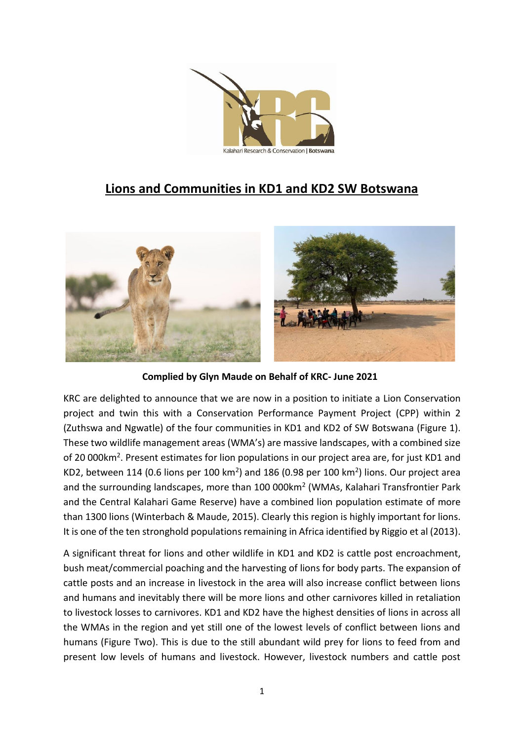# Lions and Communities in KD1 and KD2 SW Botswana

**Complied by Glyn Maude on Behalf of KRC- June 2021**

KRC are delighted to announce that we are now in a position to initiate a Lion Conservation project and twin this with a Conservation Performance Payment Project (CPP) within 2 (Zuthswa and Ngwatle) of the four communities in KD1 and KD2 of SW Botswana (Figure 1). These two wildlife management areas (WMA's) are massive landscapes, with a combined size of 20 000km$^2$. Present estimates for lion populations in our project area are, for just KD1 and KD2, between 114 (0.6 lions per 100 km$^2$) and 186 (0.98 per 100 km$^2$) lions. Our project area and the surrounding landscapes, more than 100 000km$^2$ (WMAs, Kalahari Transfrontier Park and the Central Kalahari Game Reserve) have a combined lion population estimate of more than 1300 lions (Winterbach & Maude, 2015). Clearly this region is highly important for lions. It is one of the ten stronghold populations remaining in Africa identified by Riggio et al (2013).

A significant threat for lions and other wildlife in KD1 and KD2 is cattle post encroachment, bush meat/commercial poaching and the harvesting of lions for body parts. The expansion of cattle posts and an increase in livestock in the area will also increase conflict between lions and humans and inevitably there will be more lions and other carnivores killed in retaliation to livestock losses to carnivores. KD1 and KD2 have the highest densities of lions in across all the WMAs in the region and yet still one of the lowest levels of conflict between lions and humans (Figure Two). This is due to the still abundant wild prey for lions to feed from and present low levels of humans and livestock. However, livestock numbers and cattle post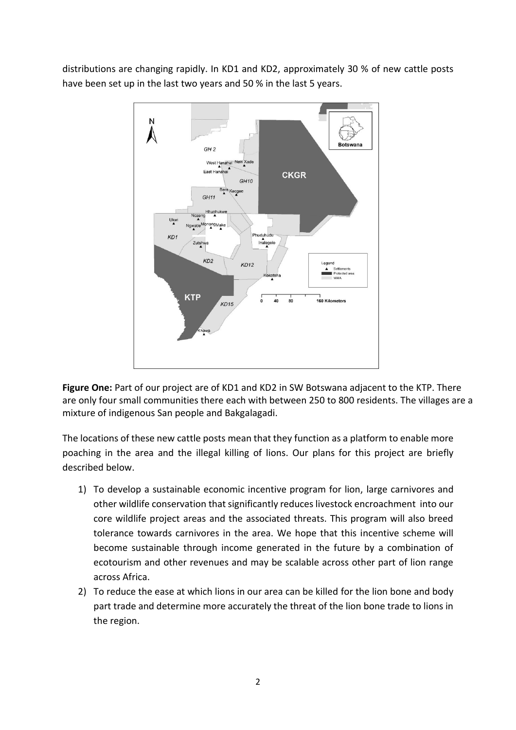distributions are changing rapidly. In KD1 and KD2, approximately 30 % of new cattle posts have been set up in the last two years and 50 % in the last 5 years.

**Figure One:** Part of our project are of KD1 and KD2 in SW Botswana adjacent to the KTP. There are only four small communities there each with between 250 to 800 residents. The villages are a mixture of indigenous San people and Bakgalagadi.

The locations of these new cattle posts mean that they function as a platform to enable more poaching in the area and the illegal killing of lions. Our plans for this project are briefly described below.

1) To develop a sustainable economic incentive program for lion, large carnivores and other wildlife conservation that significantly reduces livestock encroachment into our core wildlife project areas and the associated threats. This program will also breed tolerance towards carnivores in the area. We hope that this incentive scheme will become sustainable through income generated in the future by a combination of ecotourism and other revenues and may be scalable across other part of lion range across Africa.
2) To reduce the ease at which lions in our area can be killed for the lion bone and body part trade and determine more accurately the threat of the lion bone trade to lions in the region.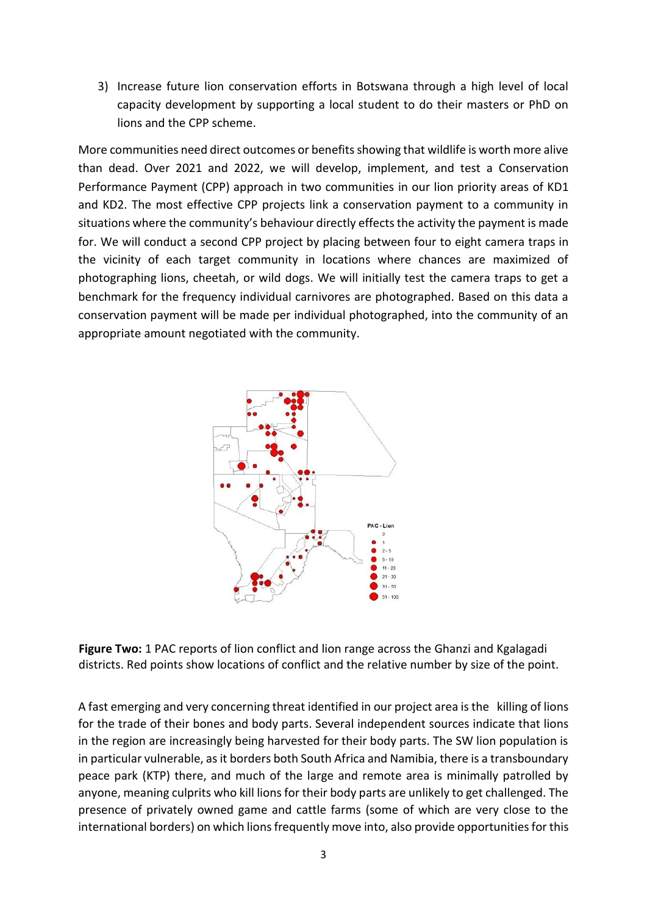3) Increase future lion conservation efforts in Botswana through a high level of local capacity development by supporting a local student to do their masters or PhD on lions and the CPP scheme.

More communities need direct outcomes or benefits showing that wildlife is worth more alive than dead. Over 2021 and 2022, we will develop, implement, and test a Conservation Performance Payment (CPP) approach in two communities in our lion priority areas of KD1 and KD2. The most effective CPP projects link a conservation payment to a community in situations where the community's behaviour directly effects the activity the payment is made for. We will conduct a second CPP project by placing between four to eight camera traps in the vicinity of each target community in locations where chances are maximized of photographing lions, cheetah, or wild dogs. We will initially test the camera traps to get a benchmark for the frequency individual carnivores are photographed. Based on this data a conservation payment will be made per individual photographed, into the community of an appropriate amount negotiated with the community.

**Figure Two:** 1 PAC reports of lion conflict and lion range across the Ghanzi and Kgalagadi districts. Red points show locations of conflict and the relative number by size of the point.

A fast emerging and very concerning threat identified in our project area is the killing of lions for the trade of their bones and body parts. Several independent sources indicate that lions in the region are increasingly being harvested for their body parts. The SW lion population is in particular vulnerable, as it borders both South Africa and Namibia, there is a transboundary peace park (KTP) there, and much of the large and remote area is minimally patrolled by anyone, meaning culprits who kill lions for their body parts are unlikely to get challenged. The presence of privately owned game and cattle farms (some of which are very close to the international borders) on which lions frequently move into, also provide opportunities for this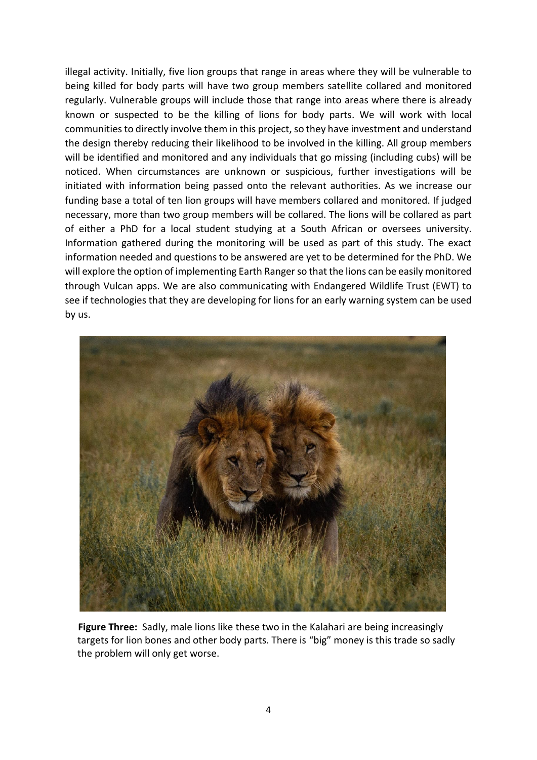illegal activity. Initially, five lion groups that range in areas where they will be vulnerable to being killed for body parts will have two group members satellite collared and monitored regularly. Vulnerable groups will include those that range into areas where there is already known or suspected to be the killing of lions for body parts. We will work with local communities to directly involve them in this project, so they have investment and understand the design thereby reducing their likelihood to be involved in the killing. All group members will be identified and monitored and any individuals that go missing (including cubs) will be noticed. When circumstances are unknown or suspicious, further investigations will be initiated with information being passed onto the relevant authorities. As we increase our funding base a total of ten lion groups will have members collared and monitored. If judged necessary, more than two group members will be collared. The lions will be collared as part of either a PhD for a local student studying at a South African or oversees university. Information gathered during the monitoring will be used as part of this study. The exact information needed and questions to be answered are yet to be determined for the PhD. We will explore the option of implementing Earth Ranger so that the lions can be easily monitored through Vulcan apps. We are also communicating with Endangered Wildlife Trust (EWT) to see if technologies that they are developing for lions for an early warning system can be used by us.

**Figure Three:** Sadly, male lions like these two in the Kalahari are being increasingly targets for lion bones and other body parts. There is "big" money is this trade so sadly the problem will only get worse.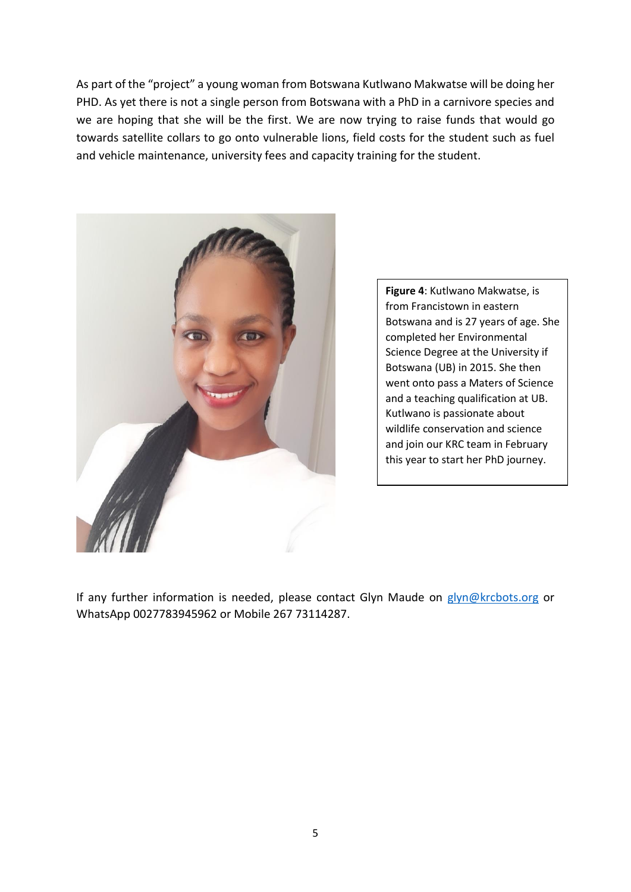As part of the "project" a young woman from Botswana Kutlwano Makwatse will be doing her PHD. As yet there is not a single person from Botswana with a PhD in a carnivore species and we are hoping that she will be the first. We are now trying to raise funds that would go towards satellite collars to go onto vulnerable lions, field costs for the student such as fuel and vehicle maintenance, university fees and capacity training for the student.

**Figure 4**: Kutlwano Makwatse, is from Francistown in eastern Botswana and is 27 years of age. She completed her Environmental Science Degree at the University if Botswana (UB) in 2015. She then went onto pass a Maters of Science and a teaching qualification at UB. Kutlwano is passionate about wildlife conservation and science and join our KRC team in February this year to start her PhD journey.

If any further information is needed, please contact Glyn Maude on glyn@krcbots.org or WhatsApp 0027783945962 or Mobile 267 73114287.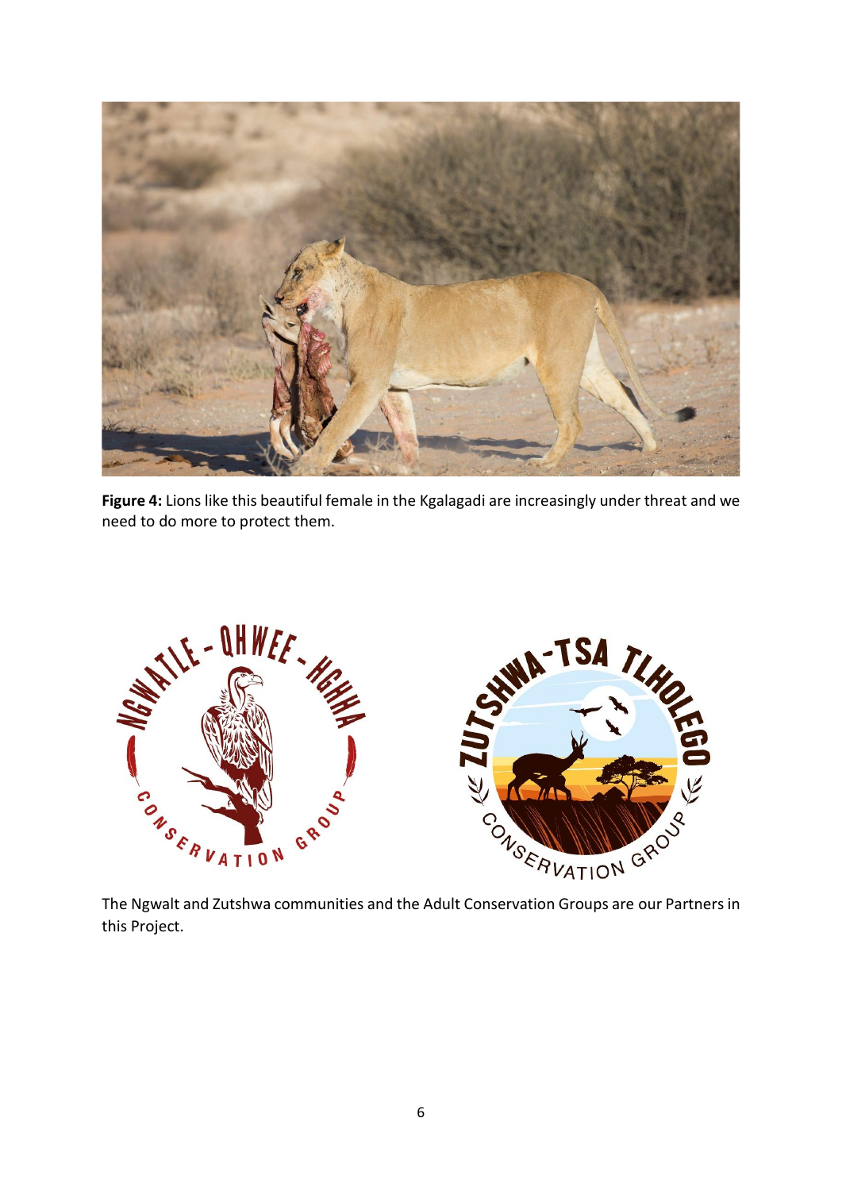**Figure 4:** Lions like this beautiful female in the Kgalagadi are increasingly under threat and we need to do more to protect them.

The Ngwalt and Zutshwa communities and the Adult Conservation Groups are our Partners in this Project.